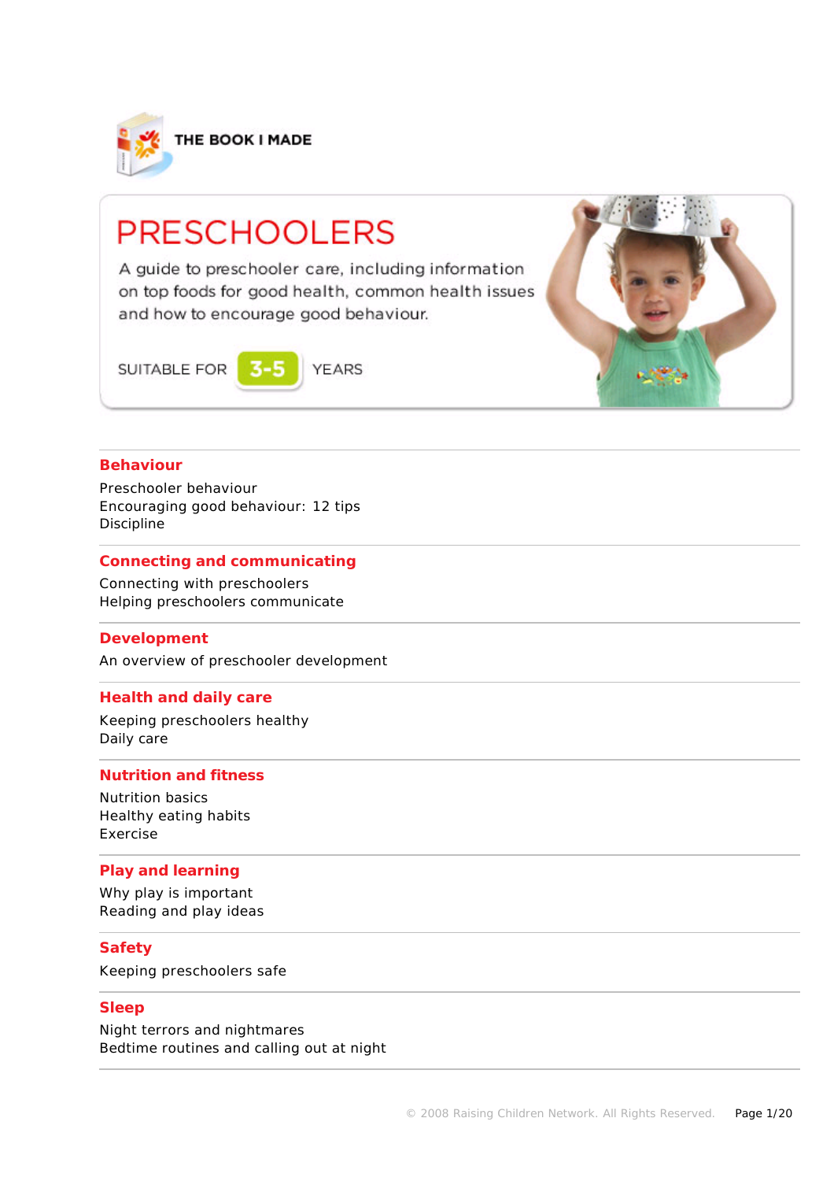THE BOOK I MADE

# PRESCHOOLERS

A guide to preschooler care, including information on top foods for good health, common health issues and how to encourage good behaviour.

SUITABLE FOR **3-5** YEARS

## Behaviour

Preschooler behaviour
Encouraging good behaviour: 12 tips
Discipline

## Connecting and communicating

Connecting with preschoolers
Helping preschoolers communicate

## Development

An overview of preschooler development

## Health and daily care

Keeping preschoolers healthy
Daily care

## Nutrition and fitness

Nutrition basics
Healthy eating habits
Exercise

## Play and learning

Why play is important
Reading and play ideas

## Safety

Keeping preschoolers safe

## Sleep

Night terrors and nightmares
Bedtime routines and calling out at night

© 2008 Raising Children Network. All Rights Reserved.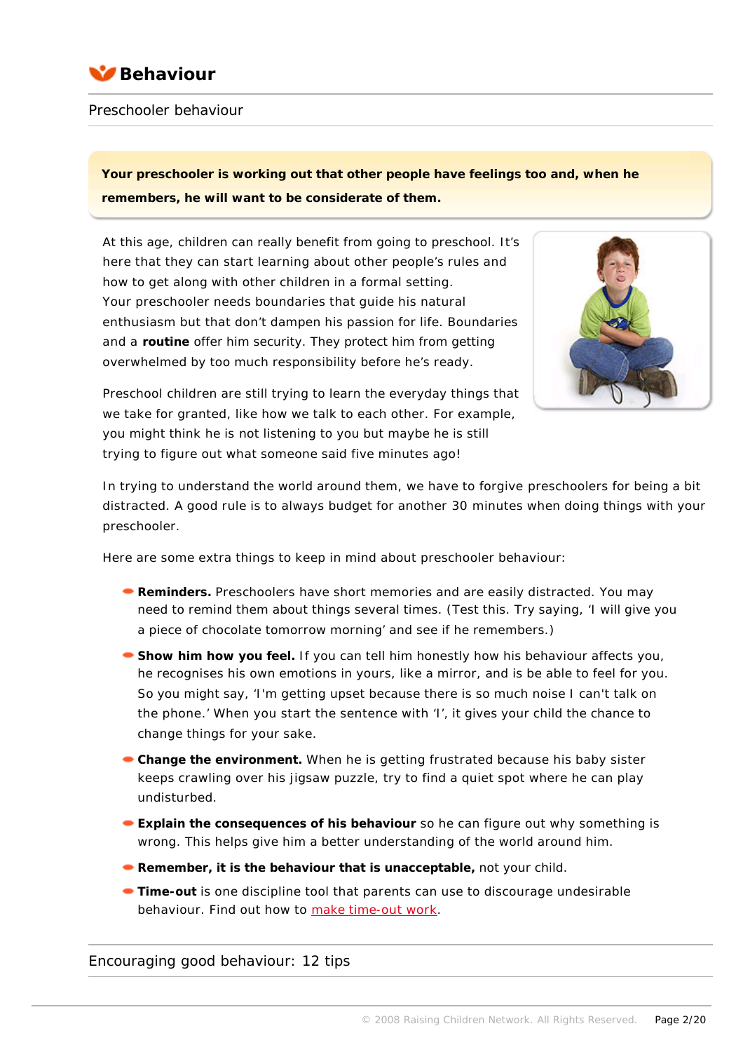# Behaviour

## Preschooler behaviour

**Your preschooler is working out that other people have feelings too and, when he remembers, he will want to be considerate of them.**

At this age, children can really benefit from going to preschool. It's here that they can start learning about other people's rules and how to get along with other children in a formal setting. Your preschooler needs boundaries that guide his natural enthusiasm but that don't dampen his passion for life. Boundaries and a **routine** offer him security. They protect him from getting overwhelmed by too much responsibility before he's ready.

Preschool children are still trying to learn the everyday things that we take for granted, like how we talk to each other. For example, you might think he is not listening to you but maybe he is still trying to figure out what someone said five minutes ago!

In trying to understand the world around them, we have to forgive preschoolers for being a bit distracted. A good rule is to always budget for another 30 minutes when doing things with your preschooler.

Here are some extra things to keep in mind about preschooler behaviour:

- **Reminders.** Preschoolers have short memories and are easily distracted. You may need to remind them about things several times. (Test this. Try saying, 'I will give you a piece of chocolate tomorrow morning' and see if he remembers.)
- **Show him how you feel.** If you can tell him honestly how his behaviour affects you, he recognises his own emotions in yours, like a mirror, and is be able to feel for you. So you might say, 'I'm getting upset because there is so much noise I can't talk on the phone.' When you start the sentence with 'I', it gives your child the chance to change things for your sake.
- **Change the environment.** When he is getting frustrated because his baby sister keeps crawling over his jigsaw puzzle, try to find a quiet spot where he can play undisturbed.
- **Explain the consequences of his behaviour** so he can figure out why something is wrong. This helps give him a better understanding of the world around him.
- **Remember, it is the behaviour that is unacceptable,** not your child.
- **Time-out** is one discipline tool that parents can use to discourage undesirable behaviour. Find out how to make time-out work.

## Encouraging good behaviour: 12 tips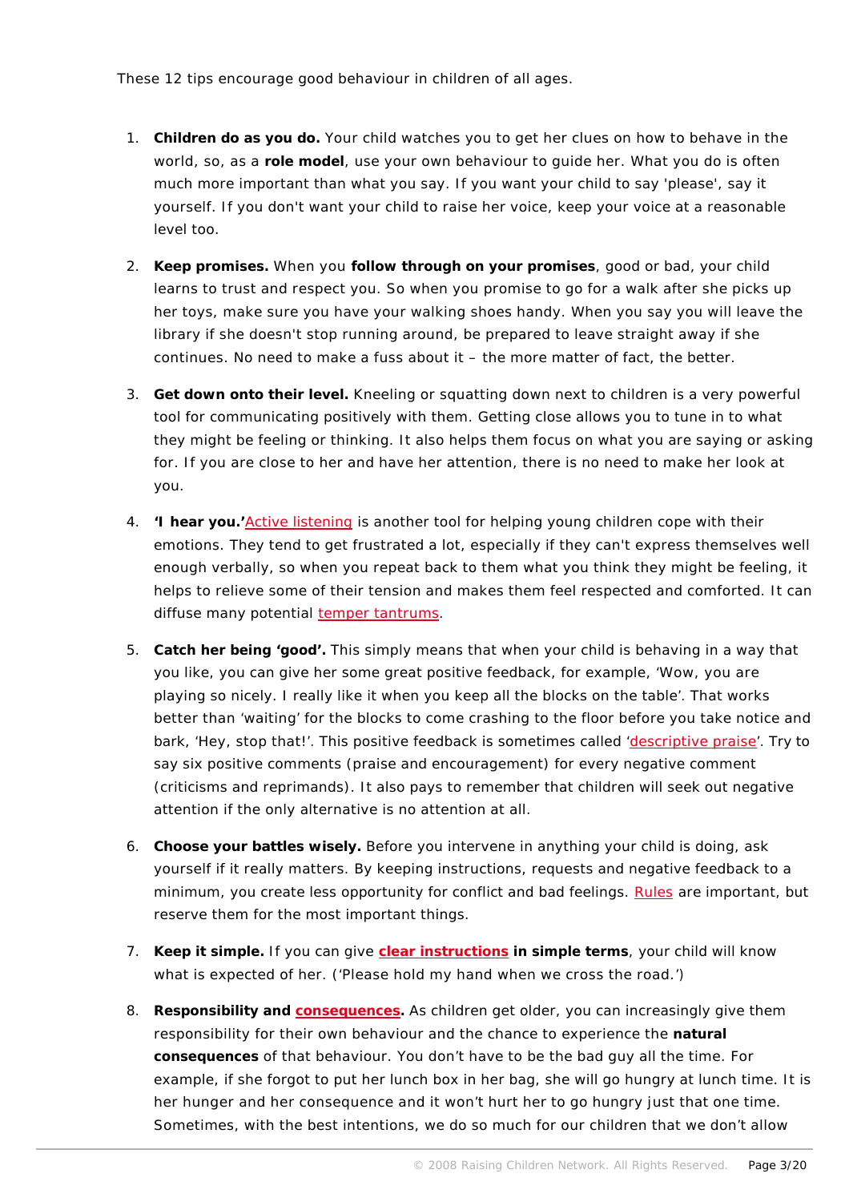These 12 tips encourage good behaviour in children of all ages.

1. **Children do as you do.** Your child watches you to get her clues on how to behave in the world, so, as a **role model**, use your own behaviour to guide her. What you do is often much more important than what you say. If you want your child to say 'please', say it yourself. If you don't want your child to raise her voice, keep your voice at a reasonable level too.

2. **Keep promises.** When you **follow through on your promises**, good or bad, your child learns to trust and respect you. So when you promise to go for a walk after she picks up her toys, make sure you have your walking shoes handy. When you say you will leave the library if she doesn't stop running around, be prepared to leave straight away if she continues. No need to make a fuss about it – the more matter of fact, the better.

3. **Get down onto their level.** Kneeling or squatting down next to children is a very powerful tool for communicating positively with them. Getting close allows you to tune in to what they might be feeling or thinking. It also helps them focus on what you are saying or asking for. If you are close to her and have her attention, there is no need to make her look at you.

4. **'I hear you.'** Active listening is another tool for helping young children cope with their emotions. They tend to get frustrated a lot, especially if they can't express themselves well enough verbally, so when you repeat back to them what you think they might be feeling, it helps to relieve some of their tension and makes them feel respected and comforted. It can diffuse many potential temper tantrums.

5. **Catch her being 'good'.** This simply means that when your child is behaving in a way that you like, you can give her some great positive feedback, for example, 'Wow, you are playing so nicely. I really like it when you keep all the blocks on the table'. That works better than 'waiting' for the blocks to come crashing to the floor before you take notice and bark, 'Hey, stop that!'. This positive feedback is sometimes called 'descriptive praise'. Try to say six positive comments (praise and encouragement) for every negative comment (criticisms and reprimands). It also pays to remember that children will seek out negative attention if the only alternative is no attention at all.

6. **Choose your battles wisely.** Before you intervene in anything your child is doing, ask yourself if it really matters. By keeping instructions, requests and negative feedback to a minimum, you create less opportunity for conflict and bad feelings. Rules are important, but reserve them for the most important things.

7. **Keep it simple.** If you can give **clear instructions in simple terms**, your child will know what is expected of her. ('Please hold my hand when we cross the road.')

8. **Responsibility and consequences.** As children get older, you can increasingly give them responsibility for their own behaviour and the chance to experience the **natural consequences** of that behaviour. You don't have to be the bad guy all the time. For example, if she forgot to put her lunch box in her bag, she will go hungry at lunch time. It is her hunger and her consequence and it won't hurt her to go hungry just that one time. Sometimes, with the best intentions, we do so much for our children that we don't allow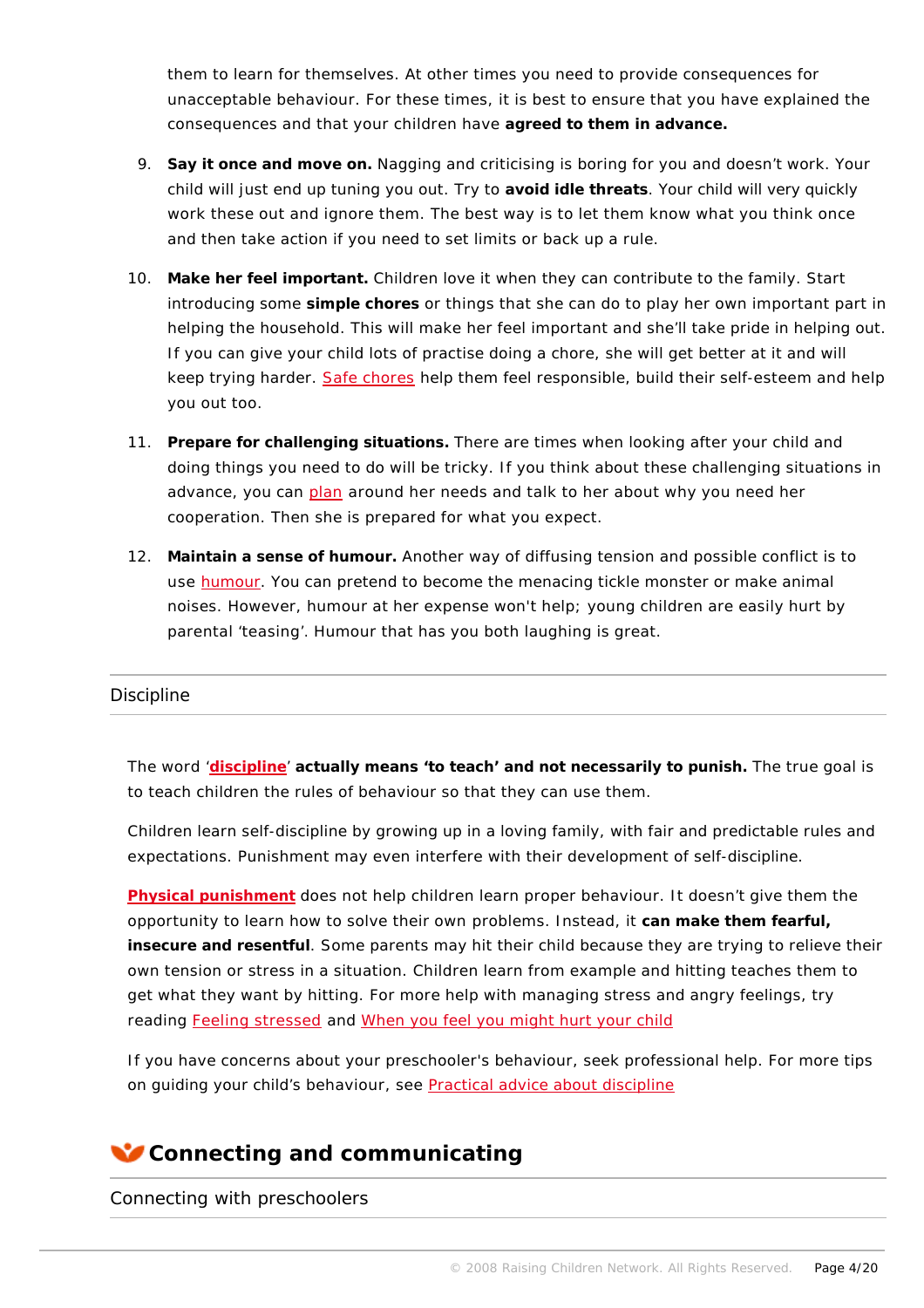them to learn for themselves. At other times you need to provide consequences for unacceptable behaviour. For these times, it is best to ensure that you have explained the consequences and that your children have **agreed to them in advance.**

9. **Say it once and move on.** Nagging and criticising is boring for you and doesn't work. Your child will just end up tuning you out. Try to **avoid idle threats**. Your child will very quickly work these out and ignore them. The best way is to let them know what you think once and then take action if you need to set limits or back up a rule.

10. **Make her feel important.** Children love it when they can contribute to the family. Start introducing some **simple chores** or things that she can do to play her own important part in helping the household. This will make her feel important and she'll take pride in helping out. If you can give your child lots of practise doing a chore, she will get better at it and will keep trying harder. Safe chores help them feel responsible, build their self-esteem and help you out too.

11. **Prepare for challenging situations.** There are times when looking after your child and doing things you need to do will be tricky. If you think about these challenging situations in advance, you can plan around her needs and talk to her about why you need her cooperation. Then she is prepared for what you expect.

12. **Maintain a sense of humour.** Another way of diffusing tension and possible conflict is to use humour. You can pretend to become the menacing tickle monster or make animal noises. However, humour at her expense won't help; young children are easily hurt by parental 'teasing'. Humour that has you both laughing is great.

## Discipline

The word '**discipline**' **actually means 'to teach' and not necessarily to punish.** The true goal is to teach children the rules of behaviour so that they can use them.

Children learn self-discipline by growing up in a loving family, with fair and predictable rules and expectations. Punishment may even interfere with their development of self-discipline.

**Physical punishment** does not help children learn proper behaviour. It doesn't give them the opportunity to learn how to solve their own problems. Instead, it **can make them fearful, insecure and resentful**. Some parents may hit their child because they are trying to relieve their own tension or stress in a situation. Children learn from example and hitting teaches them to get what they want by hitting. For more help with managing stress and angry feelings, try reading Feeling stressed and When you feel you might hurt your child

If you have concerns about your preschooler's behaviour, seek professional help. For more tips on guiding your child's behaviour, see Practical advice about discipline

# Connecting and communicating

## Connecting with preschoolers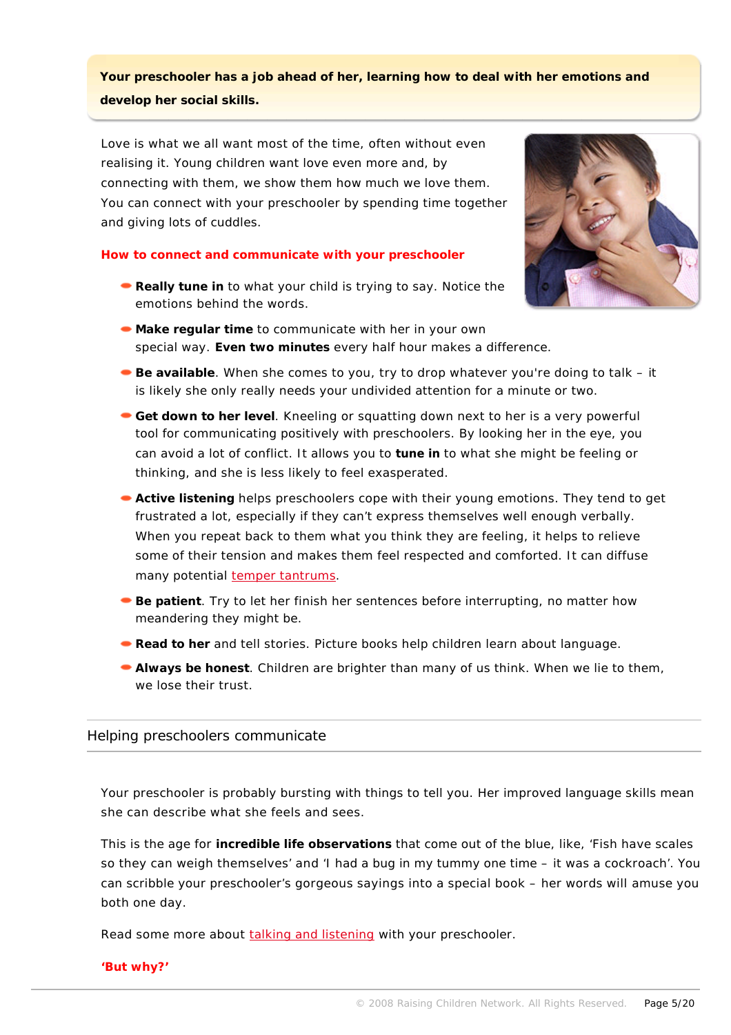**Your preschooler has a job ahead of her, learning how to deal with her emotions and develop her social skills.**

Love is what we all want most of the time, often without even realising it. Young children want love even more and, by connecting with them, we show them how much we love them. You can connect with your preschooler by spending time together and giving lots of cuddles.

### How to connect and communicate with your preschooler

- **Really tune in** to what your child is trying to say. Notice the emotions behind the words.
- **Make regular time** to communicate with her in your own special way. **Even two minutes** every half hour makes a difference.
- **Be available**. When she comes to you, try to drop whatever you're doing to talk – it is likely she only really needs your undivided attention for a minute or two.
- **Get down to her level**. Kneeling or squatting down next to her is a very powerful tool for communicating positively with preschoolers. By looking her in the eye, you can avoid a lot of conflict. It allows you to **tune in** to what she might be feeling or thinking, and she is less likely to feel exasperated.
- **Active listening** helps preschoolers cope with their young emotions. They tend to get frustrated a lot, especially if they can't express themselves well enough verbally. When you repeat back to them what you think they are feeling, it helps to relieve some of their tension and makes them feel respected and comforted. It can diffuse many potential temper tantrums.
- **Be patient**. Try to let her finish her sentences before interrupting, no matter how meandering they might be.
- **Read to her** and tell stories. Picture books help children learn about language.
- **Always be honest**. Children are brighter than many of us think. When we lie to them, we lose their trust.

## Helping preschoolers communicate

Your preschooler is probably bursting with things to tell you. Her improved language skills mean she can describe what she feels and sees.

This is the age for **incredible life observations** that come out of the blue, like, 'Fish have scales so they can weigh themselves' and 'I had a bug in my tummy one time – it was a cockroach'. You can scribble your preschooler's gorgeous sayings into a special book – her words will amuse you both one day.

Read some more about talking and listening with your preschooler.

### 'But why?'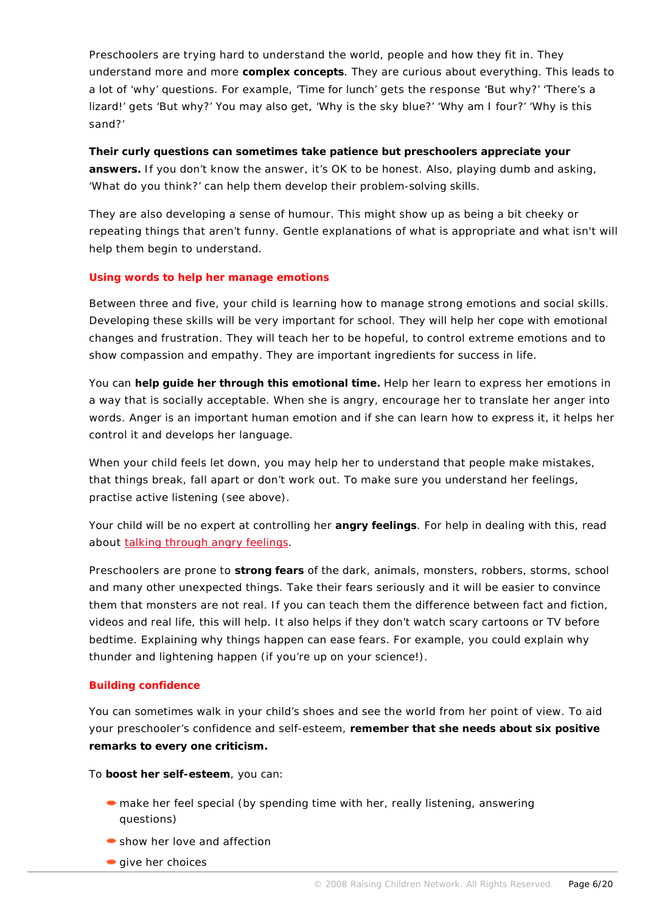Preschoolers are trying hard to understand the world, people and how they fit in. They understand more and more **complex concepts**. They are curious about everything. This leads to a lot of 'why' questions. For example, 'Time for lunch' gets the response 'But why?' 'There's a lizard!' gets 'But why?' You may also get, 'Why is the sky blue?' 'Why am I four?' 'Why is this sand?'

**Their curly questions can sometimes take patience but preschoolers appreciate your answers.** If you don't know the answer, it's OK to be honest. Also, playing dumb and asking, 'What do you think?' can help them develop their problem-solving skills.

They are also developing a sense of humour. This might show up as being a bit cheeky or repeating things that aren't funny. Gentle explanations of what is appropriate and what isn't will help them begin to understand.

### Using words to help her manage emotions

Between three and five, your child is learning how to manage strong emotions and social skills. Developing these skills will be very important for school. They will help her cope with emotional changes and frustration. They will teach her to be hopeful, to control extreme emotions and to show compassion and empathy. They are important ingredients for success in life.

You can **help guide her through this emotional time.** Help her learn to express her emotions in a way that is socially acceptable. When she is angry, encourage her to translate her anger into words. Anger is an important human emotion and if she can learn how to express it, it helps her control it and develops her language.

When your child feels let down, you may help her to understand that people make mistakes, that things break, fall apart or don't work out. To make sure you understand her feelings, practise active listening (see above).

Your child will be no expert at controlling her **angry feelings**. For help in dealing with this, read about talking through angry feelings.

Preschoolers are prone to **strong fears** of the dark, animals, monsters, robbers, storms, school and many other unexpected things. Take their fears seriously and it will be easier to convince them that monsters are not real. If you can teach them the difference between fact and fiction, videos and real life, this will help. It also helps if they don't watch scary cartoons or TV before bedtime. Explaining why things happen can ease fears. For example, you could explain why thunder and lightening happen (if you're up on your science!).

### Building confidence

You can sometimes walk in your child's shoes and see the world from her point of view. To aid your preschooler's confidence and self-esteem, **remember that she needs about six positive remarks to every one criticism.**

To **boost her self-esteem**, you can:

- make her feel special (by spending time with her, really listening, answering questions)
- show her love and affection
- give her choices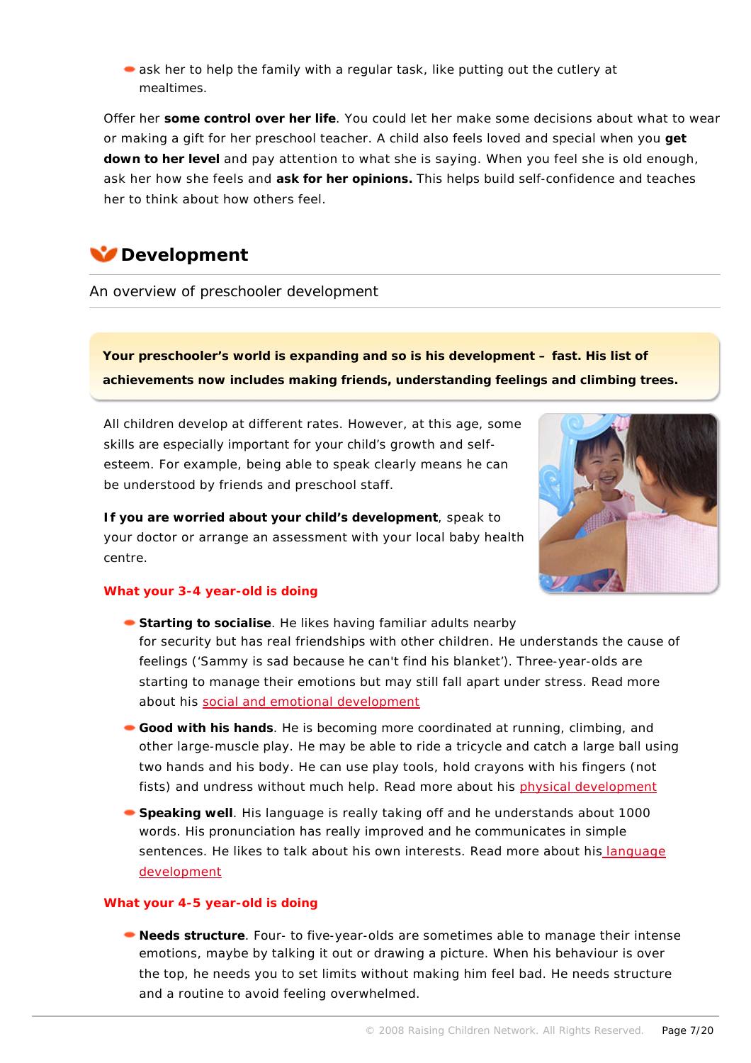- ask her to help the family with a regular task, like putting out the cutlery at mealtimes.

Offer her **some control over her life**. You could let her make some decisions about what to wear or making a gift for her preschool teacher. A child also feels loved and special when you **get down to her level** and pay attention to what she is saying. When you feel she is old enough, ask her how she feels and **ask for her opinions.** This helps build self-confidence and teaches her to think about how others feel.

## Development

An overview of preschooler development

**Your preschooler's world is expanding and so is his development – fast. His list of achievements now includes making friends, understanding feelings and climbing trees.**

All children develop at different rates. However, at this age, some skills are especially important for your child's growth and self-esteem. For example, being able to speak clearly means he can be understood by friends and preschool staff.

**If you are worried about your child's development**, speak to your doctor or arrange an assessment with your local baby health centre.

### What your 3-4 year-old is doing

- **Starting to socialise**. He likes having familiar adults nearby for security but has real friendships with other children. He understands the cause of feelings ('Sammy is sad because he can't find his blanket'). Three-year-olds are starting to manage their emotions but may still fall apart under stress. Read more about his social and emotional development
- **Good with his hands**. He is becoming more coordinated at running, climbing, and other large-muscle play. He may be able to ride a tricycle and catch a large ball using two hands and his body. He can use play tools, hold crayons with his fingers (not fists) and undress without much help. Read more about his physical development
- **Speaking well**. His language is really taking off and he understands about 1000 words. His pronunciation has really improved and he communicates in simple sentences. He likes to talk about his own interests. Read more about his language development

### What your 4-5 year-old is doing

- **Needs structure**. Four- to five-year-olds are sometimes able to manage their intense emotions, maybe by talking it out or drawing a picture. When his behaviour is over the top, he needs you to set limits without making him feel bad. He needs structure and a routine to avoid feeling overwhelmed.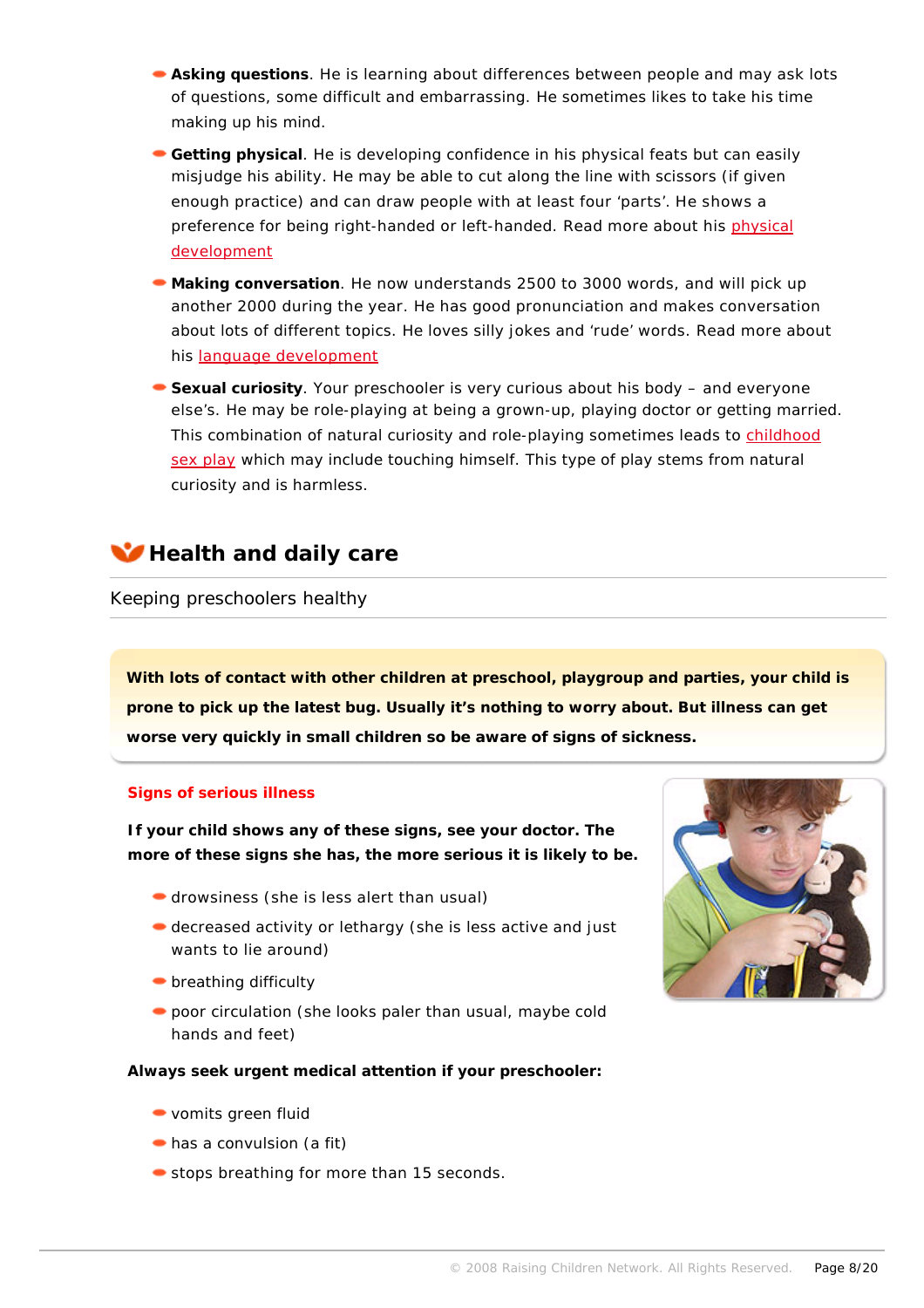- **Asking questions**. He is learning about differences between people and may ask lots of questions, some difficult and embarrassing. He sometimes likes to take his time making up his mind.
- **Getting physical**. He is developing confidence in his physical feats but can easily misjudge his ability. He may be able to cut along the line with scissors (if given enough practice) and can draw people with at least four 'parts'. He shows a preference for being right-handed or left-handed. Read more about his physical development
- **Making conversation**. He now understands 2500 to 3000 words, and will pick up another 2000 during the year. He has good pronunciation and makes conversation about lots of different topics. He loves silly jokes and 'rude' words. Read more about his language development
- **Sexual curiosity**. Your preschooler is very curious about his body – and everyone else's. He may be role-playing at being a grown-up, playing doctor or getting married. This combination of natural curiosity and role-playing sometimes leads to childhood sex play which may include touching himself. This type of play stems from natural curiosity and is harmless.

## Health and daily care

Keeping preschoolers healthy

**With lots of contact with other children at preschool, playgroup and parties, your child is prone to pick up the latest bug. Usually it's nothing to worry about. But illness can get worse very quickly in small children so be aware of signs of sickness.**

### Signs of serious illness

**If your child shows any of these signs, see your doctor. The more of these signs she has, the more serious it is likely to be.**

- drowsiness (she is less alert than usual)
- decreased activity or lethargy (she is less active and just wants to lie around)
- breathing difficulty
- poor circulation (she looks paler than usual, maybe cold hands and feet)

**Always seek urgent medical attention if your preschooler:**

- vomits green fluid
- has a convulsion (a fit)
- stops breathing for more than 15 seconds.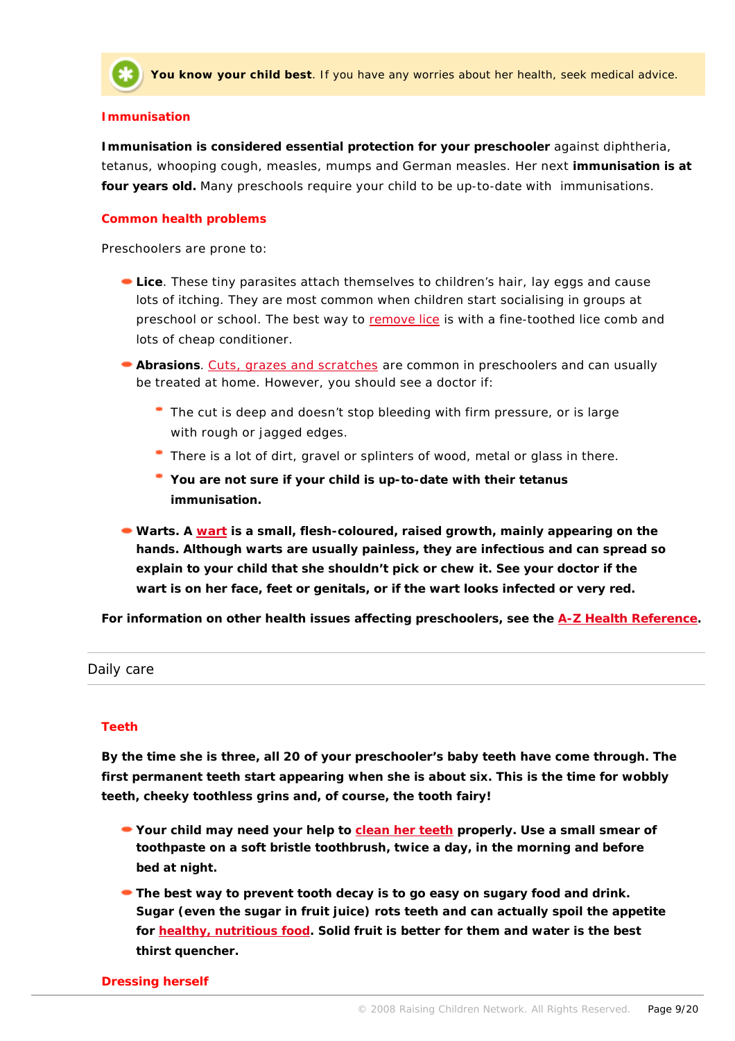**You know your child best**. If you have any worries about her health, seek medical advice.

### Immunisation

**Immunisation is considered essential protection for your preschooler** against diphtheria, tetanus, whooping cough, measles, mumps and German measles. Her next **immunisation is at four years old.** Many preschools require your child to be up-to-date with immunisations.

### Common health problems

Preschoolers are prone to:

- **Lice**. These tiny parasites attach themselves to children's hair, lay eggs and cause lots of itching. They are most common when children start socialising in groups at preschool or school. The best way to remove lice is with a fine-toothed lice comb and lots of cheap conditioner.
- **Abrasions**. Cuts, grazes and scratches are common in preschoolers and can usually be treated at home. However, you should see a doctor if:
  - The cut is deep and doesn't stop bleeding with firm pressure, or is large with rough or jagged edges.
  - There is a lot of dirt, gravel or splinters of wood, metal or glass in there.
  - **You are not sure if your child is up-to-date with their tetanus immunisation.**
- **Warts. A wart is a small, flesh-coloured, raised growth, mainly appearing on the hands. Although warts are usually painless, they are infectious and can spread so explain to your child that she shouldn't pick or chew it. See your doctor if the wart is on her face, feet or genitals, or if the wart looks infected or very red.**

**For information on other health issues affecting preschoolers, see the A-Z Health Reference.**

## Daily care

### Teeth

**By the time she is three, all 20 of your preschooler's baby teeth have come through. The first permanent teeth start appearing when she is about six. This is the time for wobbly teeth, cheeky toothless grins and, of course, the tooth fairy!**

- **Your child may need your help to clean her teeth properly. Use a small smear of toothpaste on a soft bristle toothbrush, twice a day, in the morning and before bed at night.**
- **The best way to prevent tooth decay is to go easy on sugary food and drink. Sugar (even the sugar in fruit juice) rots teeth and can actually spoil the appetite for healthy, nutritious food. Solid fruit is better for them and water is the best thirst quencher.**

### Dressing herself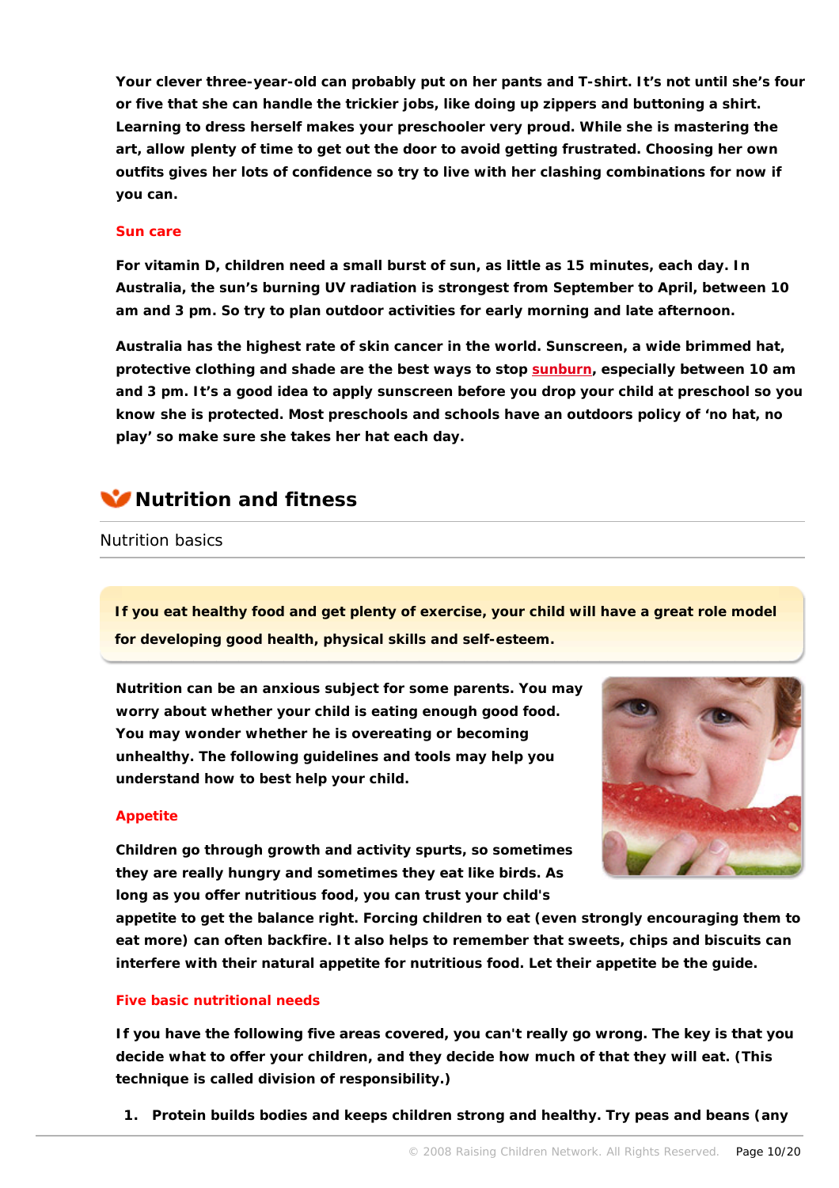Your clever three-year-old can probably put on her pants and T-shirt. It's not until she's four or five that she can handle the trickier jobs, like doing up zippers and buttoning a shirt. Learning to dress herself makes your preschooler very proud. While she is mastering the art, allow plenty of time to get out the door to avoid getting frustrated. Choosing her own outfits gives her lots of confidence so try to live with her clashing combinations for now if you can.

### Sun care

For vitamin D, children need a small burst of sun, as little as 15 minutes, each day. In Australia, the sun's burning UV radiation is strongest from September to April, between 10 am and 3 pm. So try to plan outdoor activities for early morning and late afternoon.

Australia has the highest rate of skin cancer in the world. Sunscreen, a wide brimmed hat, protective clothing and shade are the best ways to stop sunburn, especially between 10 am and 3 pm. It's a good idea to apply sunscreen before you drop your child at preschool so you know she is protected. Most preschools and schools have an outdoors policy of 'no hat, no play' so make sure she takes her hat each day.

# Nutrition and fitness

## Nutrition basics

**If you eat healthy food and get plenty of exercise, your child will have a great role model for developing good health, physical skills and self-esteem.**

Nutrition can be an anxious subject for some parents. You may worry about whether your child is eating enough good food. You may wonder whether he is overeating or becoming unhealthy. The following guidelines and tools may help you understand how to best help your child.

### Appetite

Children go through growth and activity spurts, so sometimes they are really hungry and sometimes they eat like birds. As long as you offer nutritious food, you can trust your child's appetite to get the balance right. Forcing children to eat (even strongly encouraging them to eat more) can often backfire. It also helps to remember that sweets, chips and biscuits can interfere with their natural appetite for nutritious food. Let their appetite be the guide.

### Five basic nutritional needs

If you have the following five areas covered, you can't really go wrong. The key is that you decide what to offer your children, and they decide how much of that they will eat. (This technique is called division of responsibility.)

1. Protein builds bodies and keeps children strong and healthy. Try peas and beans (any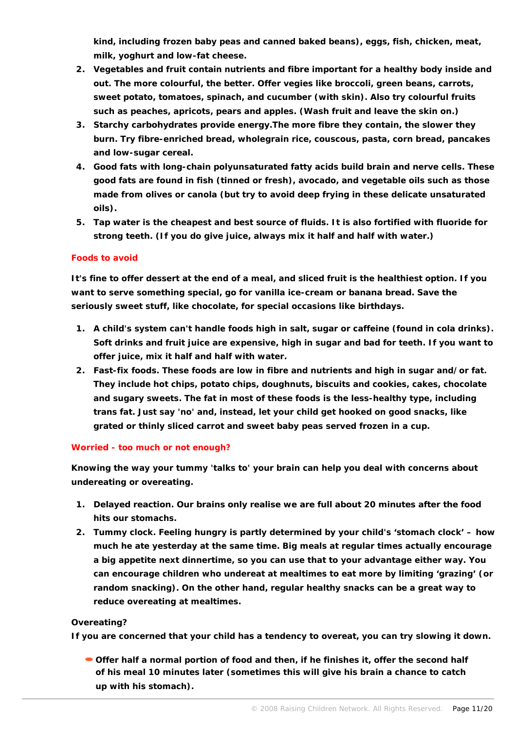kind, including frozen baby peas and canned baked beans), eggs, fish, chicken, meat, milk, yoghurt and low-fat cheese.

2. Vegetables and fruit contain nutrients and fibre important for a healthy body inside and out. The more colourful, the better. Offer vegies like broccoli, green beans, carrots, sweet potato, tomatoes, spinach, and cucumber (with skin). Also try colourful fruits such as peaches, apricots, pears and apples. (Wash fruit and leave the skin on.)
3. Starchy carbohydrates provide energy.The more fibre they contain, the slower they burn. Try fibre-enriched bread, wholegrain rice, couscous, pasta, corn bread, pancakes and low-sugar cereal.
4. Good fats with long-chain polyunsaturated fatty acids build brain and nerve cells. These good fats are found in fish (tinned or fresh), avocado, and vegetable oils such as those made from olives or canola (but try to avoid deep frying in these delicate unsaturated oils).
5. Tap water is the cheapest and best source of fluids. It is also fortified with fluoride for strong teeth. (If you do give juice, always mix it half and half with water.)

### Foods to avoid

It's fine to offer dessert at the end of a meal, and sliced fruit is the healthiest option. If you want to serve something special, go for vanilla ice-cream or banana bread. Save the seriously sweet stuff, like chocolate, for special occasions like birthdays.

1. A child's system can't handle foods high in salt, sugar or caffeine (found in cola drinks). Soft drinks and fruit juice are expensive, high in sugar and bad for teeth. If you want to offer juice, mix it half and half with water.
2. Fast-fix foods. These foods are low in fibre and nutrients and high in sugar and/or fat. They include hot chips, potato chips, doughnuts, biscuits and cookies, cakes, chocolate and sugary sweets. The fat in most of these foods is the less-healthy type, including trans fat. Just say 'no' and, instead, let your child get hooked on good snacks, like grated or thinly sliced carrot and sweet baby peas served frozen in a cup.

### Worried - too much or not enough?

Knowing the way your tummy 'talks to' your brain can help you deal with concerns about undereating or overeating.

1. Delayed reaction. Our brains only realise we are full about 20 minutes after the food hits our stomachs.
2. Tummy clock. Feeling hungry is partly determined by your child's ‘stomach clock’ – how much he ate yesterday at the same time. Big meals at regular times actually encourage a big appetite next dinnertime, so you can use that to your advantage either way. You can encourage children who undereat at mealtimes to eat more by limiting ‘grazing’ (or random snacking). On the other hand, regular healthy snacks can be a great way to reduce overeating at mealtimes.

**Overeating?**

If you are concerned that your child has a tendency to overeat, you can try slowing it down.

- Offer half a normal portion of food and then, if he finishes it, offer the second half of his meal 10 minutes later (sometimes this will give his brain a chance to catch up with his stomach).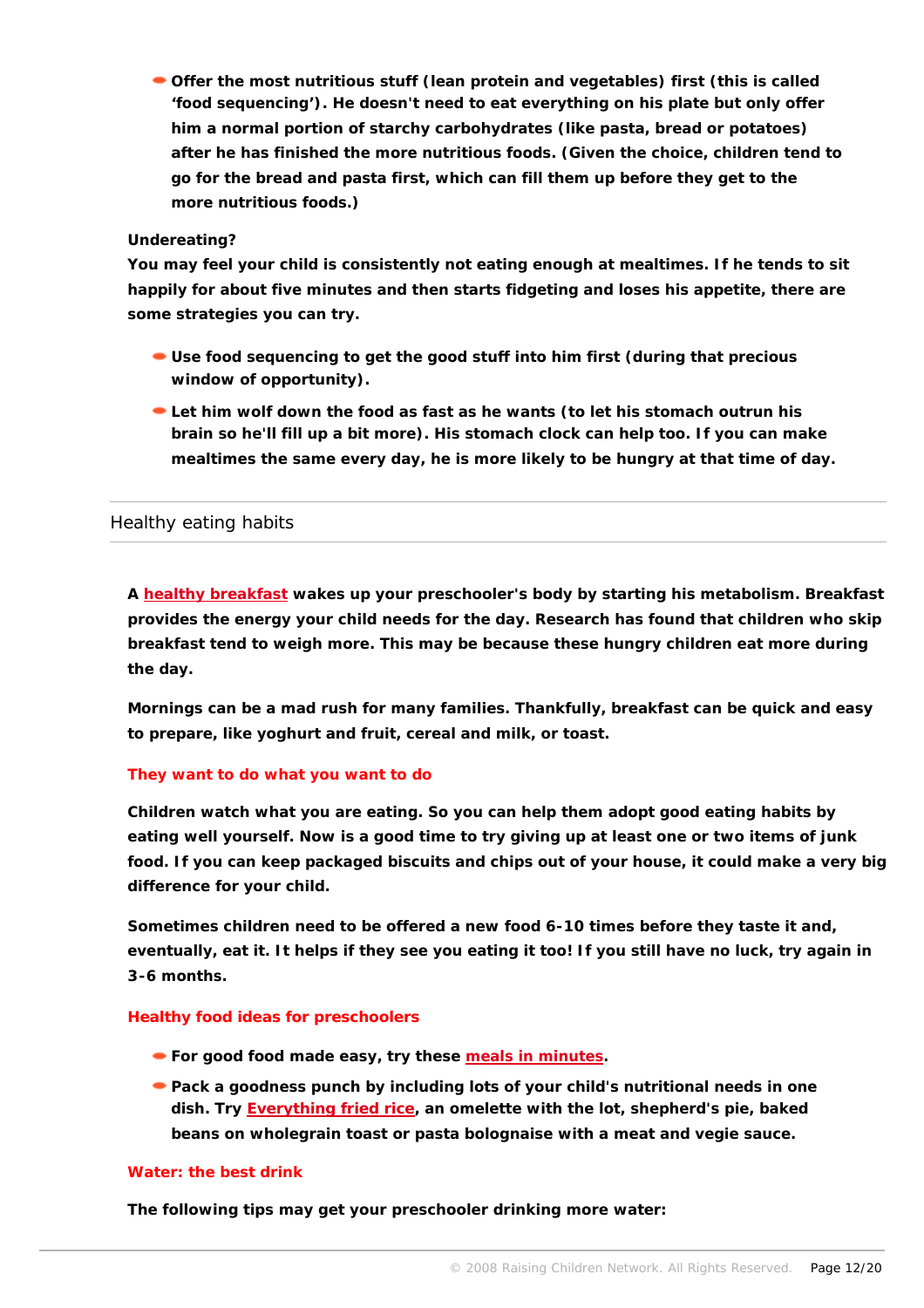- Offer the most nutritious stuff (lean protein and vegetables) first (this is called 'food sequencing'). He doesn't need to eat everything on his plate but only offer him a normal portion of starchy carbohydrates (like pasta, bread or potatoes) after he has finished the more nutritious foods. (Given the choice, children tend to go for the bread and pasta first, which can fill them up before they get to the more nutritious foods.)

**Undereating?**

You may feel your child is consistently not eating enough at mealtimes. If he tends to sit happily for about five minutes and then starts fidgeting and loses his appetite, there are some strategies you can try.

- Use food sequencing to get the good stuff into him first (during that precious window of opportunity).
- Let him wolf down the food as fast as he wants (to let his stomach outrun his brain so he'll fill up a bit more). His stomach clock can help too. If you can make mealtimes the same every day, he is more likely to be hungry at that time of day.

## Healthy eating habits

A healthy breakfast wakes up your preschooler's body by starting his metabolism. Breakfast provides the energy your child needs for the day. Research has found that children who skip breakfast tend to weigh more. This may be because these hungry children eat more during the day.

Mornings can be a mad rush for many families. Thankfully, breakfast can be quick and easy to prepare, like yoghurt and fruit, cereal and milk, or toast.

### They want to do what you want to do

Children watch what you are eating. So you can help them adopt good eating habits by eating well yourself. Now is a good time to try giving up at least one or two items of junk food. If you can keep packaged biscuits and chips out of your house, it could make a very big difference for your child.

Sometimes children need to be offered a new food 6-10 times before they taste it and, eventually, eat it. It helps if they see you eating it too! If you still have no luck, try again in 3-6 months.

### Healthy food ideas for preschoolers

- For good food made easy, try these meals in minutes.
- Pack a goodness punch by including lots of your child's nutritional needs in one dish. Try Everything fried rice, an omelette with the lot, shepherd's pie, baked beans on wholegrain toast or pasta bolognaise with a meat and vegie sauce.

### Water: the best drink

The following tips may get your preschooler drinking more water: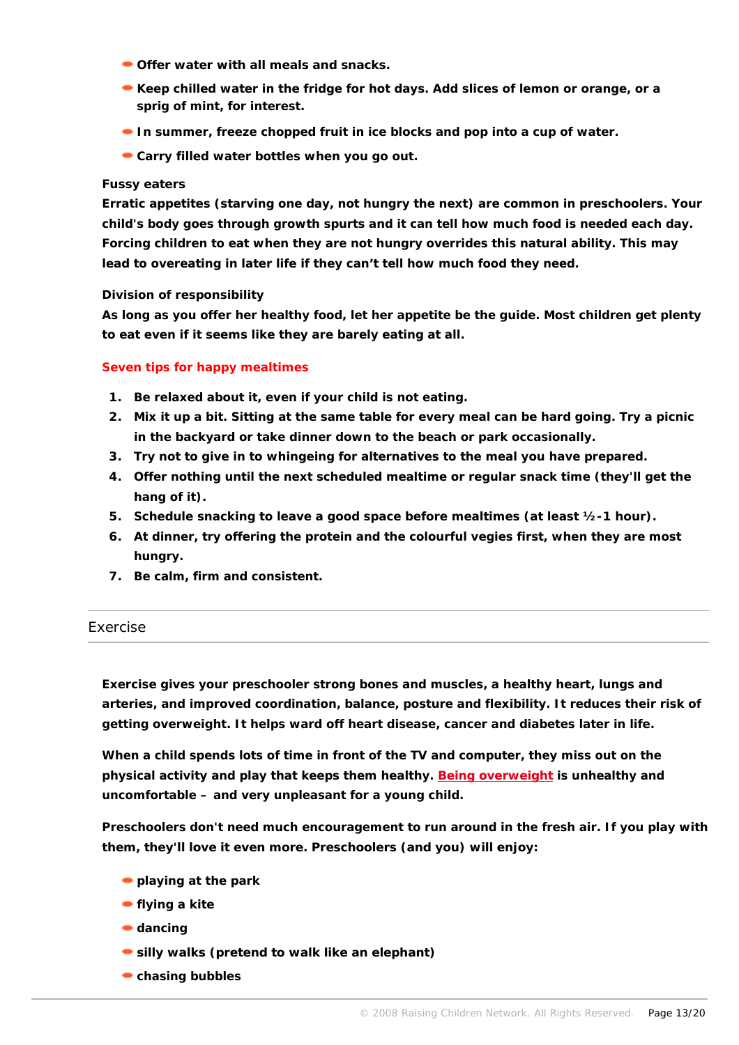- **Offer water with all meals and snacks.**
- **Keep chilled water in the fridge for hot days. Add slices of lemon or orange, or a sprig of mint, for interest.**
- **In summer, freeze chopped fruit in ice blocks and pop into a cup of water.**
- **Carry filled water bottles when you go out.**

**Fussy eaters**

**Erratic appetites (starving one day, not hungry the next) are common in preschoolers. Your child's body goes through growth spurts and it can tell how much food is needed each day. Forcing children to eat when they are not hungry overrides this natural ability. This may lead to overeating in later life if they can't tell how much food they need.**

**Division of responsibility**

**As long as you offer her healthy food, let her appetite be the guide. Most children get plenty to eat even if it seems like they are barely eating at all.**

**Seven tips for happy mealtimes**

1. **Be relaxed about it, even if your child is not eating.**
2. **Mix it up a bit. Sitting at the same table for every meal can be hard going. Try a picnic in the backyard or take dinner down to the beach or park occasionally.**
3. **Try not to give in to whingeing for alternatives to the meal you have prepared.**
4. **Offer nothing until the next scheduled mealtime or regular snack time (they'll get the hang of it).**
5. **Schedule snacking to leave a good space before mealtimes (at least ½-1 hour).**
6. **At dinner, try offering the protein and the colourful vegies first, when they are most hungry.**
7. **Be calm, firm and consistent.**

## Exercise

**Exercise gives your preschooler strong bones and muscles, a healthy heart, lungs and arteries, and improved coordination, balance, posture and flexibility. It reduces their risk of getting overweight. It helps ward off heart disease, cancer and diabetes later in life.**

**When a child spends lots of time in front of the TV and computer, they miss out on the physical activity and play that keeps them healthy. Being overweight is unhealthy and uncomfortable – and very unpleasant for a young child.**

**Preschoolers don't need much encouragement to run around in the fresh air. If you play with them, they'll love it even more. Preschoolers (and you) will enjoy:**

- **playing at the park**
- **flying a kite**
- **dancing**
- **silly walks (pretend to walk like an elephant)**
- **chasing bubbles**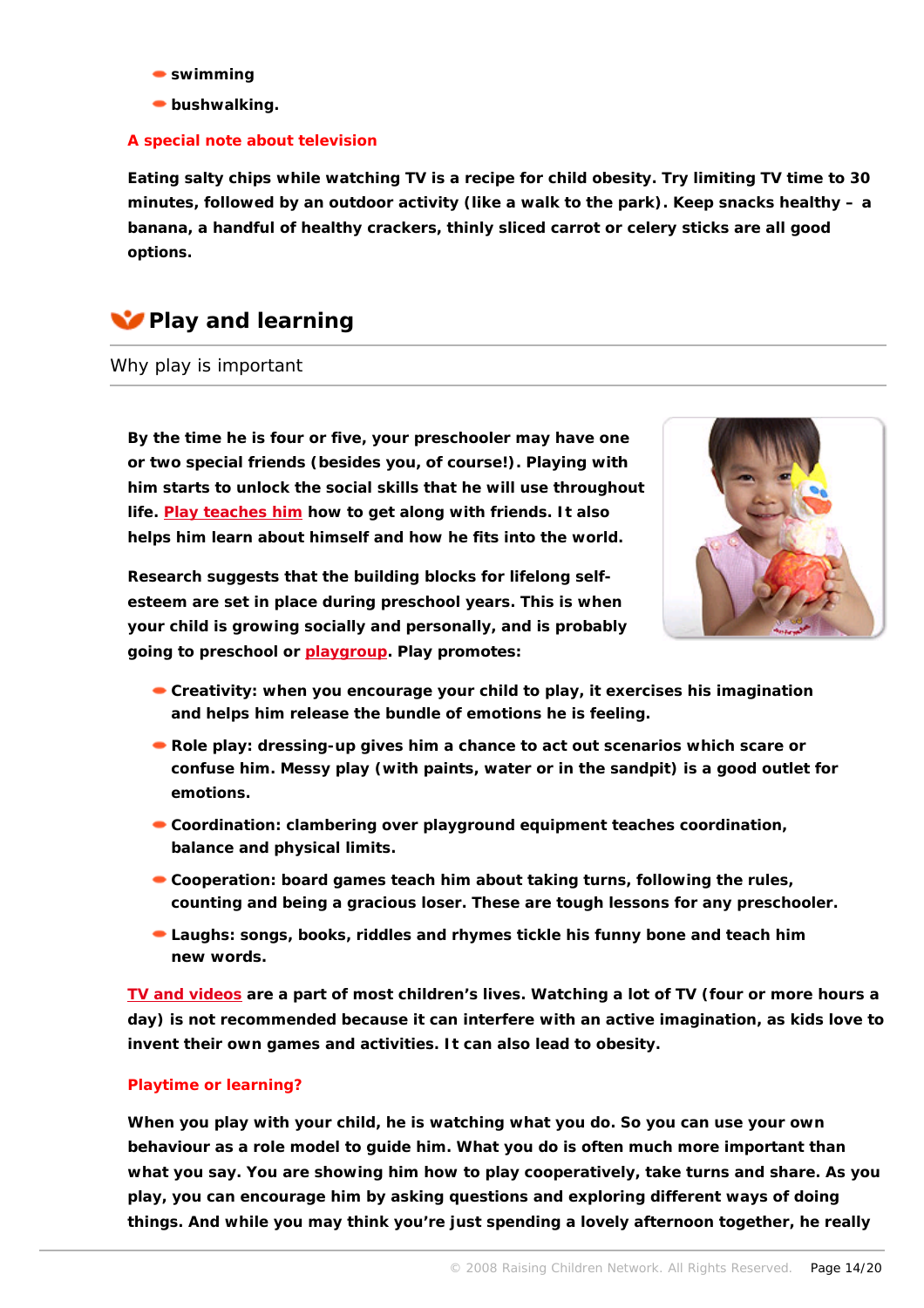- swimming
- bushwalking.

### A special note about television

**Eating salty chips while watching TV is a recipe for child obesity. Try limiting TV time to 30 minutes, followed by an outdoor activity (like a walk to the park). Keep snacks healthy – a banana, a handful of healthy crackers, thinly sliced carrot or celery sticks are all good options.**

## Play and learning

Why play is important

**By the time he is four or five, your preschooler may have one or two special friends (besides you, of course!). Playing with him starts to unlock the social skills that he will use throughout life. Play teaches him how to get along with friends. It also helps him learn about himself and how he fits into the world.**

**Research suggests that the building blocks for lifelong self-esteem are set in place during preschool years. This is when your child is growing socially and personally, and is probably going to preschool or playgroup. Play promotes:**

- **Creativity: when you encourage your child to play, it exercises his imagination and helps him release the bundle of emotions he is feeling.**
- **Role play: dressing-up gives him a chance to act out scenarios which scare or confuse him. Messy play (with paints, water or in the sandpit) is a good outlet for emotions.**
- **Coordination: clambering over playground equipment teaches coordination, balance and physical limits.**
- **Cooperation: board games teach him about taking turns, following the rules, counting and being a gracious loser. These are tough lessons for any preschooler.**
- **Laughs: songs, books, riddles and rhymes tickle his funny bone and teach him new words.**

**TV and videos are a part of most children's lives. Watching a lot of TV (four or more hours a day) is not recommended because it can interfere with an active imagination, as kids love to invent their own games and activities. It can also lead to obesity.**

### Playtime or learning?

**When you play with your child, he is watching what you do. So you can use your own behaviour as a role model to guide him. What you do is often much more important than what you say. You are showing him how to play cooperatively, take turns and share. As you play, you can encourage him by asking questions and exploring different ways of doing things. And while you may think you're just spending a lovely afternoon together, he really**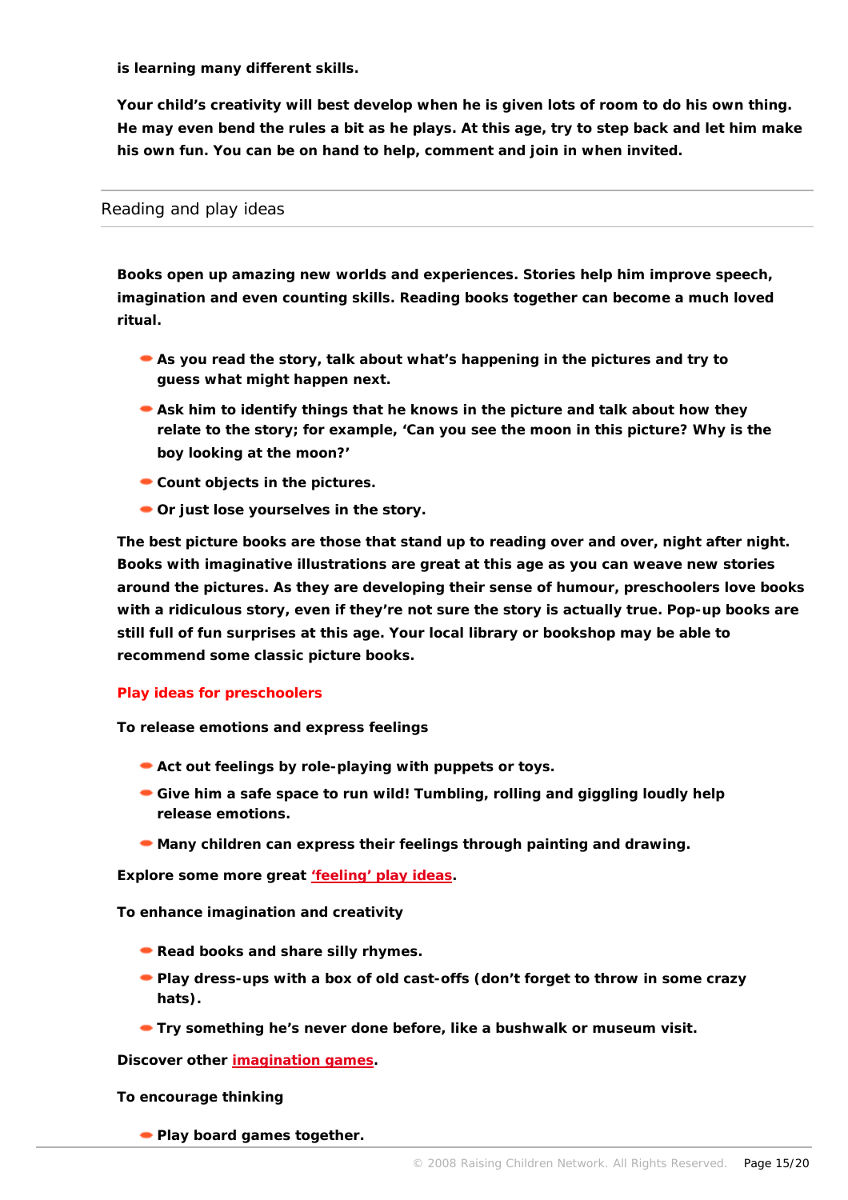**is learning many different skills.**

**Your child's creativity will best develop when he is given lots of room to do his own thing. He may even bend the rules a bit as he plays. At this age, try to step back and let him make his own fun. You can be on hand to help, comment and join in when invited.**

## Reading and play ideas

**Books open up amazing new worlds and experiences. Stories help him improve speech, imagination and even counting skills. Reading books together can become a much loved ritual.**

- **As you read the story, talk about what's happening in the pictures and try to guess what might happen next.**
- **Ask him to identify things that he knows in the picture and talk about how they relate to the story; for example, 'Can you see the moon in this picture? Why is the boy looking at the moon?'**
- **Count objects in the pictures.**
- **Or just lose yourselves in the story.**

**The best picture books are those that stand up to reading over and over, night after night. Books with imaginative illustrations are great at this age as you can weave new stories around the pictures. As they are developing their sense of humour, preschoolers love books with a ridiculous story, even if they're not sure the story is actually true. Pop-up books are still full of fun surprises at this age. Your local library or bookshop may be able to recommend some classic picture books.**

### Play ideas for preschoolers

**To release emotions and express feelings**

- **Act out feelings by role-playing with puppets or toys.**
- **Give him a safe space to run wild! Tumbling, rolling and giggling loudly help release emotions.**
- **Many children can express their feelings through painting and drawing.**

**Explore some more great 'feeling' play ideas.**

**To enhance imagination and creativity**

- **Read books and share silly rhymes.**
- **Play dress-ups with a box of old cast-offs (don't forget to throw in some crazy hats).**
- **Try something he's never done before, like a bushwalk or museum visit.**

**Discover other imagination games.**

**To encourage thinking**

- **Play board games together.**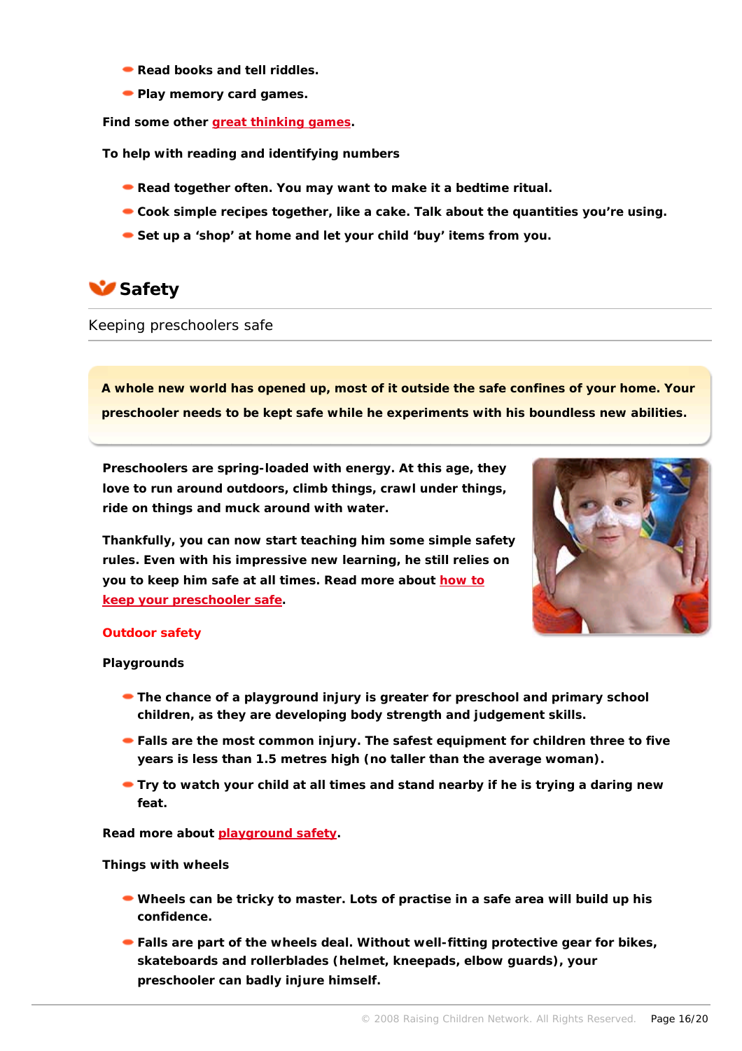- Read books and tell riddles.
- Play memory card games.

Find some other great thinking games.

**To help with reading and identifying numbers**

- Read together often. You may want to make it a bedtime ritual.
- Cook simple recipes together, like a cake. Talk about the quantities you're using.
- Set up a 'shop' at home and let your child 'buy' items from you.

## Safety

Keeping preschoolers safe

**A whole new world has opened up, most of it outside the safe confines of your home. Your preschooler needs to be kept safe while he experiments with his boundless new abilities.**

Preschoolers are spring-loaded with energy. At this age, they love to run around outdoors, climb things, crawl under things, ride on things and muck around with water.

Thankfully, you can now start teaching him some simple safety rules. Even with his impressive new learning, he still relies on you to keep him safe at all times. Read more about how to keep your preschooler safe.

### Outdoor safety

**Playgrounds**

- The chance of a playground injury is greater for preschool and primary school children, as they are developing body strength and judgement skills.
- Falls are the most common injury. The safest equipment for children three to five years is less than 1.5 metres high (no taller than the average woman).
- Try to watch your child at all times and stand nearby if he is trying a daring new feat.

Read more about playground safety.

**Things with wheels**

- Wheels can be tricky to master. Lots of practise in a safe area will build up his confidence.
- Falls are part of the wheels deal. Without well-fitting protective gear for bikes, skateboards and rollerblades (helmet, kneepads, elbow guards), your preschooler can badly injure himself.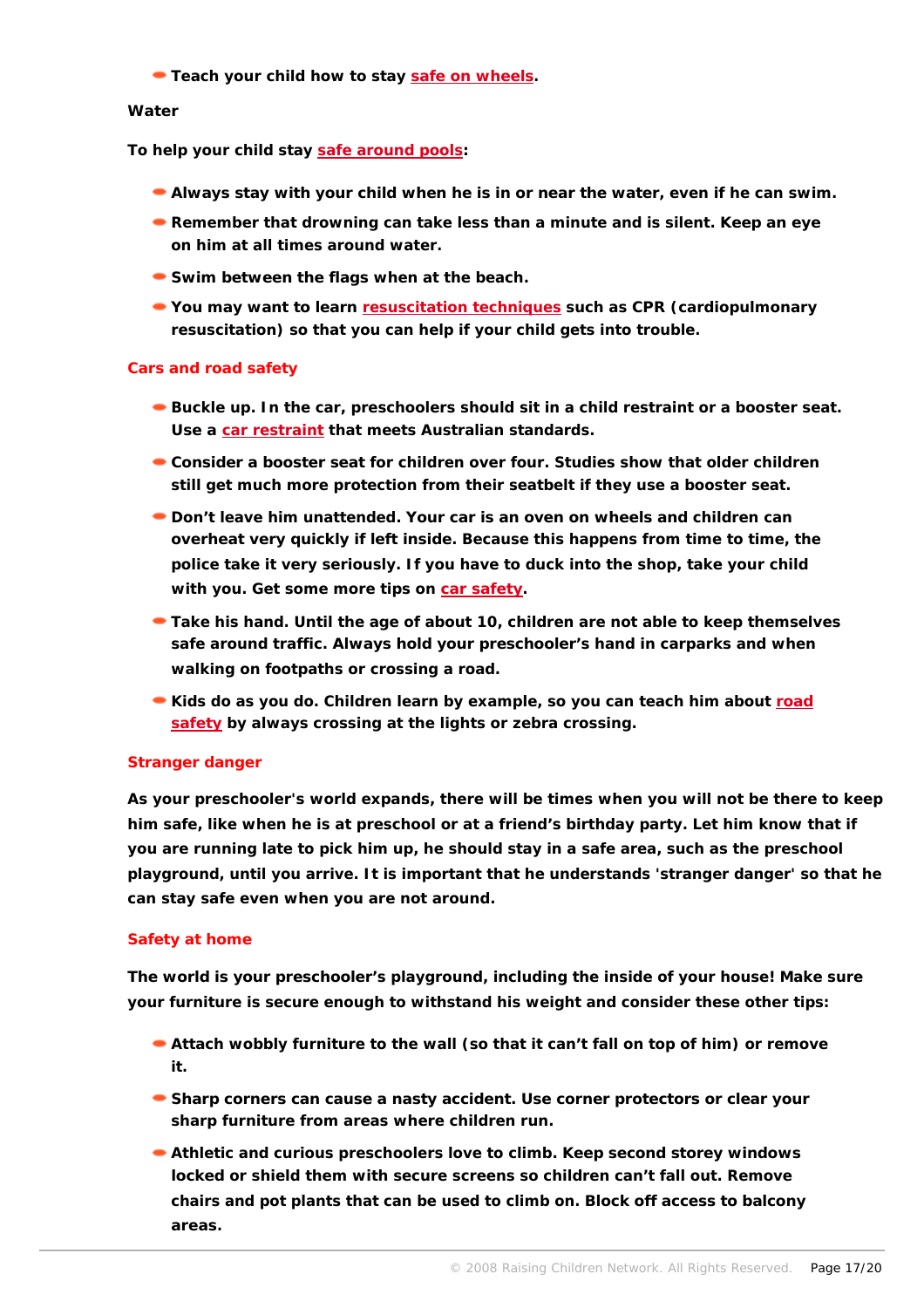- Teach your child how to stay safe on wheels.

**Water**

To help your child stay safe around pools:

- Always stay with your child when he is in or near the water, even if he can swim.
- Remember that drowning can take less than a minute and is silent. Keep an eye on him at all times around water.
- Swim between the flags when at the beach.
- You may want to learn resuscitation techniques such as CPR (cardiopulmonary resuscitation) so that you can help if your child gets into trouble.

## Cars and road safety

- Buckle up. In the car, preschoolers should sit in a child restraint or a booster seat. Use a car restraint that meets Australian standards.
- Consider a booster seat for children over four. Studies show that older children still get much more protection from their seatbelt if they use a booster seat.
- Don't leave him unattended. Your car is an oven on wheels and children can overheat very quickly if left inside. Because this happens from time to time, the police take it very seriously. If you have to duck into the shop, take your child with you. Get some more tips on car safety.
- Take his hand. Until the age of about 10, children are not able to keep themselves safe around traffic. Always hold your preschooler's hand in carparks and when walking on footpaths or crossing a road.
- Kids do as you do. Children learn by example, so you can teach him about road safety by always crossing at the lights or zebra crossing.

## Stranger danger

As your preschooler's world expands, there will be times when you will not be there to keep him safe, like when he is at preschool or at a friend's birthday party. Let him know that if you are running late to pick him up, he should stay in a safe area, such as the preschool playground, until you arrive. It is important that he understands 'stranger danger' so that he can stay safe even when you are not around.

## Safety at home

The world is your preschooler's playground, including the inside of your house! Make sure your furniture is secure enough to withstand his weight and consider these other tips:

- Attach wobbly furniture to the wall (so that it can't fall on top of him) or remove it.
- Sharp corners can cause a nasty accident. Use corner protectors or clear your sharp furniture from areas where children run.
- Athletic and curious preschoolers love to climb. Keep second storey windows locked or shield them with secure screens so children can't fall out. Remove chairs and pot plants that can be used to climb on. Block off access to balcony areas.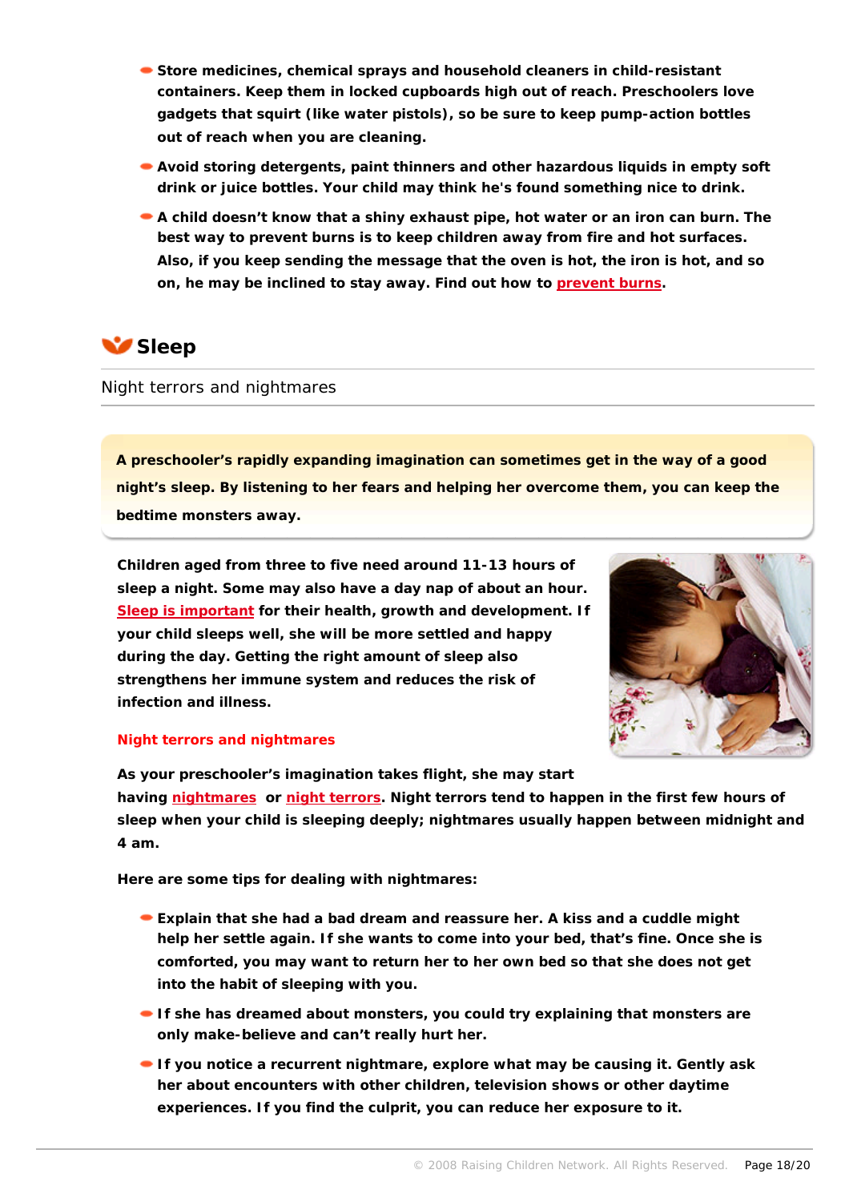- Store medicines, chemical sprays and household cleaners in child-resistant containers. Keep them in locked cupboards high out of reach. Preschoolers love gadgets that squirt (like water pistols), so be sure to keep pump-action bottles out of reach when you are cleaning.
- Avoid storing detergents, paint thinners and other hazardous liquids in empty soft drink or juice bottles. Your child may think he's found something nice to drink.
- A child doesn't know that a shiny exhaust pipe, hot water or an iron can burn. The best way to prevent burns is to keep children away from fire and hot surfaces. Also, if you keep sending the message that the oven is hot, the iron is hot, and so on, he may be inclined to stay away. Find out how to prevent burns.

## Sleep

### Night terrors and nightmares

**A preschooler's rapidly expanding imagination can sometimes get in the way of a good night's sleep. By listening to her fears and helping her overcome them, you can keep the bedtime monsters away.**

Children aged from three to five need around 11-13 hours of sleep a night. Some may also have a day nap of about an hour. Sleep is important for their health, growth and development. If your child sleeps well, she will be more settled and happy during the day. Getting the right amount of sleep also strengthens her immune system and reduces the risk of infection and illness.

#### Night terrors and nightmares

As your preschooler's imagination takes flight, she may start having nightmares or night terrors. Night terrors tend to happen in the first few hours of sleep when your child is sleeping deeply; nightmares usually happen between midnight and 4 am.

Here are some tips for dealing with nightmares:

- Explain that she had a bad dream and reassure her. A kiss and a cuddle might help her settle again. If she wants to come into your bed, that's fine. Once she is comforted, you may want to return her to her own bed so that she does not get into the habit of sleeping with you.
- If she has dreamed about monsters, you could try explaining that monsters are only make-believe and can't really hurt her.
- If you notice a recurrent nightmare, explore what may be causing it. Gently ask her about encounters with other children, television shows or other daytime experiences. If you find the culprit, you can reduce her exposure to it.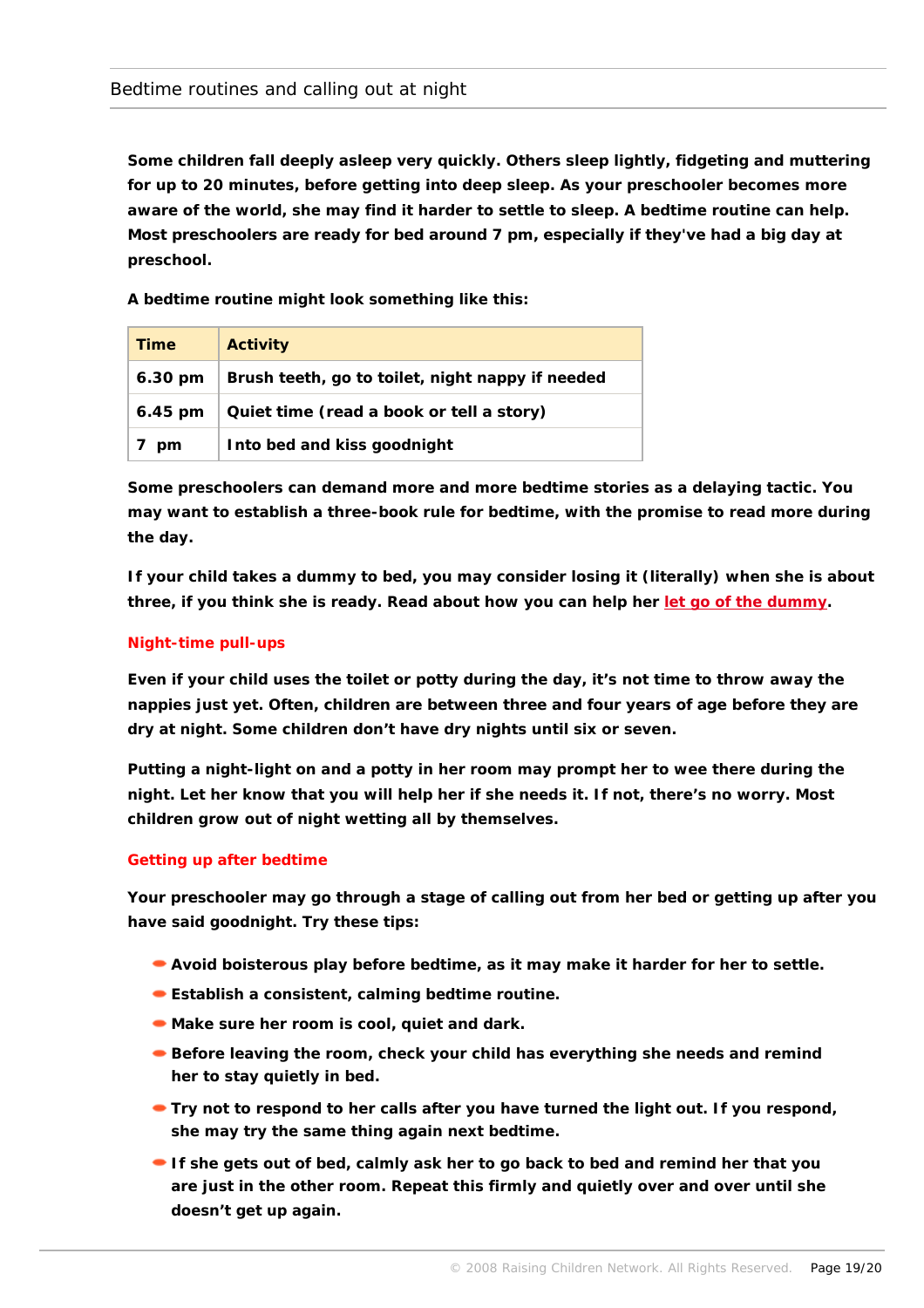## Bedtime routines and calling out at night

**Some children fall deeply asleep very quickly. Others sleep lightly, fidgeting and muttering for up to 20 minutes, before getting into deep sleep. As your preschooler becomes more aware of the world, she may find it harder to settle to sleep. A bedtime routine can help. Most preschoolers are ready for bed around 7 pm, especially if they've had a big day at preschool.**

**A bedtime routine might look something like this:**

| Time | Activity |
|---|---|
| 6.30 pm | Brush teeth, go to toilet, night nappy if needed |
| 6.45 pm | Quiet time (read a book or tell a story) |
| 7 pm | Into bed and kiss goodnight |

**Some preschoolers can demand more and more bedtime stories as a delaying tactic. You may want to establish a three-book rule for bedtime, with the promise to read more during the day.**

**If your child takes a dummy to bed, you may consider losing it (literally) when she is about three, if you think she is ready. Read about how you can help her let go of the dummy.**

### Night-time pull-ups

**Even if your child uses the toilet or potty during the day, it's not time to throw away the nappies just yet. Often, children are between three and four years of age before they are dry at night. Some children don't have dry nights until six or seven.**

**Putting a night-light on and a potty in her room may prompt her to wee there during the night. Let her know that you will help her if she needs it. If not, there's no worry. Most children grow out of night wetting all by themselves.**

### Getting up after bedtime

**Your preschooler may go through a stage of calling out from her bed or getting up after you have said goodnight. Try these tips:**

- **Avoid boisterous play before bedtime, as it may make it harder for her to settle.**
- **Establish a consistent, calming bedtime routine.**
- **Make sure her room is cool, quiet and dark.**
- **Before leaving the room, check your child has everything she needs and remind her to stay quietly in bed.**
- **Try not to respond to her calls after you have turned the light out. If you respond, she may try the same thing again next bedtime.**
- **If she gets out of bed, calmly ask her to go back to bed and remind her that you are just in the other room. Repeat this firmly and quietly over and over until she doesn't get up again.**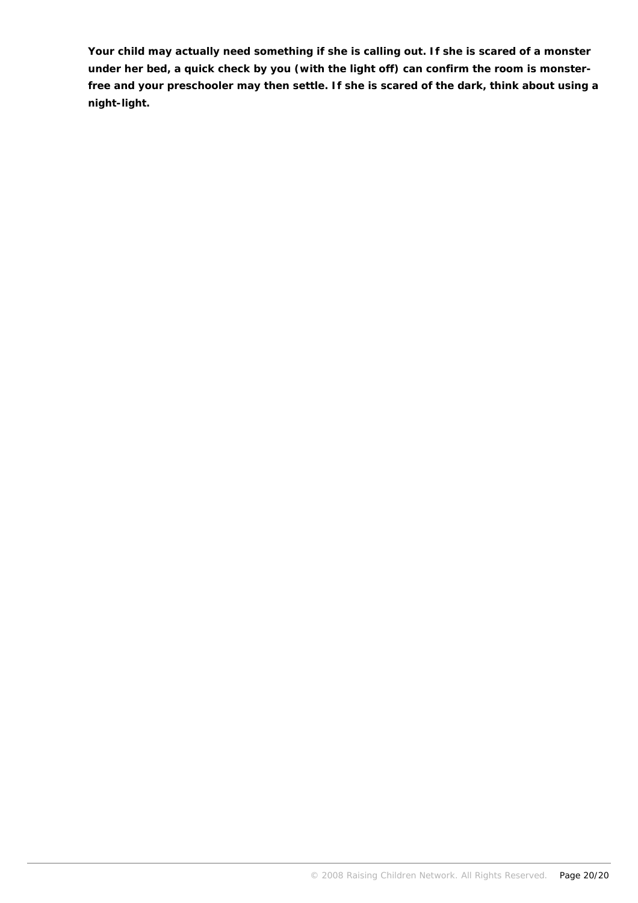**Your child may actually need something if she is calling out. If she is scared of a monster under her bed, a quick check by you (with the light off) can confirm the room is monster-free and your preschooler may then settle. If she is scared of the dark, think about using a night-light.**